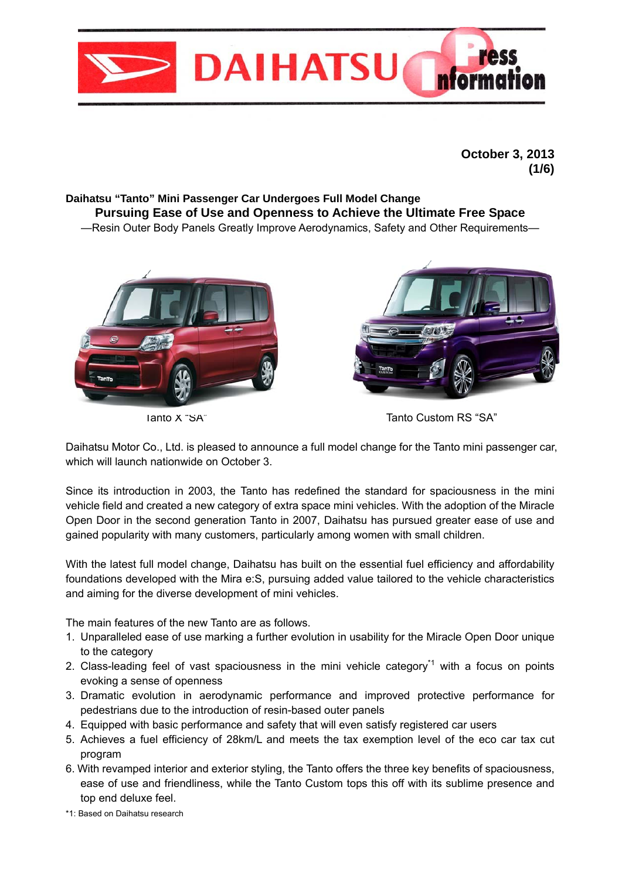October 3, 2013

**Daihatsu "Tanto" Mini Passenger Car Undergoes Full Model Change**

# Pursuing Ease of Use and Openness to Achieve the Ultimate Free Space

—Resin Outer Body Panels Greatly Improve Aerodynamics, Safety and Other Requirements—

Tanto X "SA"

Tanto Custom RS "SA"

Daihatsu Motor Co., Ltd. is pleased to announce a full model change for the Tanto mini passenger car, which will launch nationwide on October 3.

Since its introduction in 2003, the Tanto has redefined the standard for spaciousness in the mini vehicle field and created a new category of extra space mini vehicles. With the adoption of the Miracle Open Door in the second generation Tanto in 2007, Daihatsu has pursued greater ease of use and gained popularity with many customers, particularly among women with small children.

With the latest full model change, Daihatsu has built on the essential fuel efficiency and affordability foundations developed with the Mira e:S, pursuing added value tailored to the vehicle characteristics and aiming for the diverse development of mini vehicles.

The main features of the new Tanto are as follows.

1. Unparalleled ease of use marking a further evolution in usability for the Miracle Open Door unique to the category
2. Class-leading feel of vast spaciousness in the mini vehicle category[*1] with a focus on points evoking a sense of openness
3. Dramatic evolution in aerodynamic performance and improved protective performance for pedestrians due to the introduction of resin-based outer panels
4. Equipped with basic performance and safety that will even satisfy registered car users
5. Achieves a fuel efficiency of 28km/L and meets the tax exemption level of the eco car tax cut program
6. With revamped interior and exterior styling, the Tanto offers the three key benefits of spaciousness, ease of use and friendliness, while the Tanto Custom tops this off with its sublime presence and top end deluxe feel.

*1: Based on Daihatsu research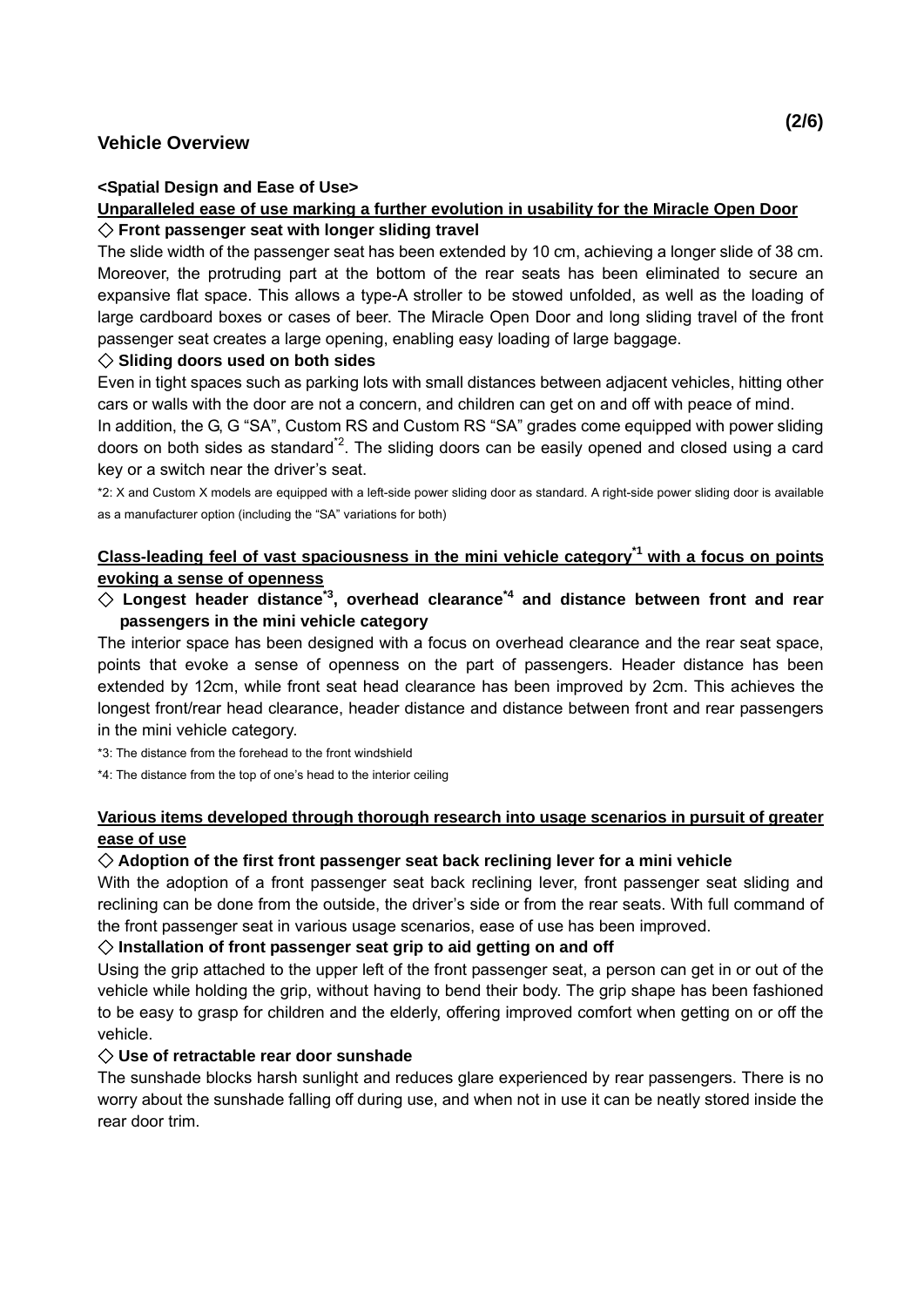## Vehicle Overview

**<Spatial Design and Ease of Use>**

**Unparalleled ease of use marking a further evolution in usability for the Miracle Open Door**

**◇ Front passenger seat with longer sliding travel**

The slide width of the passenger seat has been extended by 10 cm, achieving a longer slide of 38 cm. Moreover, the protruding part at the bottom of the rear seats has been eliminated to secure an expansive flat space. This allows a type-A stroller to be stowed unfolded, as well as the loading of large cardboard boxes or cases of beer. The Miracle Open Door and long sliding travel of the front passenger seat creates a large opening, enabling easy loading of large baggage.

**◇ Sliding doors used on both sides**

Even in tight spaces such as parking lots with small distances between adjacent vehicles, hitting other cars or walls with the door are not a concern, and children can get on and off with peace of mind.

In addition, the G, G "SA", Custom RS and Custom RS "SA" grades come equipped with power sliding doors on both sides as standard[*2]. The sliding doors can be easily opened and closed using a card key or a switch near the driver's seat.

*2: X and Custom X models are equipped with a left-side power sliding door as standard. A right-side power sliding door is available as a manufacturer option (including the "SA" variations for both)

**Class-leading feel of vast spaciousness in the mini vehicle category[*1] with a focus on points evoking a sense of openness**

**◇ Longest header distance[*3], overhead clearance[*4] and distance between front and rear passengers in the mini vehicle category**

The interior space has been designed with a focus on overhead clearance and the rear seat space, points that evoke a sense of openness on the part of passengers. Header distance has been extended by 12cm, while front seat head clearance has been improved by 2cm. This achieves the longest front/rear head clearance, header distance and distance between front and rear passengers in the mini vehicle category.

*3: The distance from the forehead to the front windshield

*4: The distance from the top of one's head to the interior ceiling

**Various items developed through thorough research into usage scenarios in pursuit of greater ease of use**

**◇ Adoption of the first front passenger seat back reclining lever for a mini vehicle**

With the adoption of a front passenger seat back reclining lever, front passenger seat sliding and reclining can be done from the outside, the driver's side or from the rear seats. With full command of the front passenger seat in various usage scenarios, ease of use has been improved.

**◇ Installation of front passenger seat grip to aid getting on and off**

Using the grip attached to the upper left of the front passenger seat, a person can get in or out of the vehicle while holding the grip, without having to bend their body. The grip shape has been fashioned to be easy to grasp for children and the elderly, offering improved comfort when getting on or off the vehicle.

**◇ Use of retractable rear door sunshade**

The sunshade blocks harsh sunlight and reduces glare experienced by rear passengers. There is no worry about the sunshade falling off during use, and when not in use it can be neatly stored inside the rear door trim.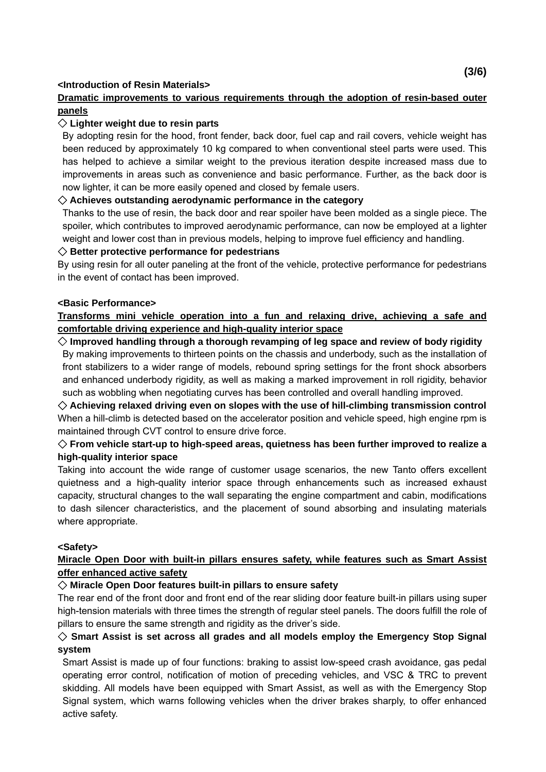**<Introduction of Resin Materials>**

**Dramatic improvements to various requirements through the adoption of resin-based outer panels**

◇ **Lighter weight due to resin parts**

By adopting resin for the hood, front fender, back door, fuel cap and rail covers, vehicle weight has been reduced by approximately 10 kg compared to when conventional steel parts were used. This has helped to achieve a similar weight to the previous iteration despite increased mass due to improvements in areas such as convenience and basic performance. Further, as the back door is now lighter, it can be more easily opened and closed by female users.

◇ **Achieves outstanding aerodynamic performance in the category**

Thanks to the use of resin, the back door and rear spoiler have been molded as a single piece. The spoiler, which contributes to improved aerodynamic performance, can now be employed at a lighter weight and lower cost than in previous models, helping to improve fuel efficiency and handling.

◇ **Better protective performance for pedestrians**

By using resin for all outer paneling at the front of the vehicle, protective performance for pedestrians in the event of contact has been improved.

**<Basic Performance>**

**Transforms mini vehicle operation into a fun and relaxing drive, achieving a safe and comfortable driving experience and high-quality interior space**

◇ **Improved handling through a thorough revamping of leg space and review of body rigidity**

By making improvements to thirteen points on the chassis and underbody, such as the installation of front stabilizers to a wider range of models, rebound spring settings for the front shock absorbers and enhanced underbody rigidity, as well as making a marked improvement in roll rigidity, behavior such as wobbling when negotiating curves has been controlled and overall handling improved.

◇ **Achieving relaxed driving even on slopes with the use of hill-climbing transmission control**

When a hill-climb is detected based on the accelerator position and vehicle speed, high engine rpm is maintained through CVT control to ensure drive force.

◇ **From vehicle start-up to high-speed areas, quietness has been further improved to realize a high-quality interior space**

Taking into account the wide range of customer usage scenarios, the new Tanto offers excellent quietness and a high-quality interior space through enhancements such as increased exhaust capacity, structural changes to the wall separating the engine compartment and cabin, modifications to dash silencer characteristics, and the placement of sound absorbing and insulating materials where appropriate.

**<Safety>**

**Miracle Open Door with built-in pillars ensures safety, while features such as Smart Assist offer enhanced active safety**

◇ **Miracle Open Door features built-in pillars to ensure safety**

The rear end of the front door and front end of the rear sliding door feature built-in pillars using super high-tension materials with three times the strength of regular steel panels. The doors fulfill the role of pillars to ensure the same strength and rigidity as the driver's side.

◇ **Smart Assist is set across all grades and all models employ the Emergency Stop Signal system**

Smart Assist is made up of four functions: braking to assist low-speed crash avoidance, gas pedal operating error control, notification of motion of preceding vehicles, and VSC & TRC to prevent skidding. All models have been equipped with Smart Assist, as well as with the Emergency Stop Signal system, which warns following vehicles when the driver brakes sharply, to offer enhanced active safety.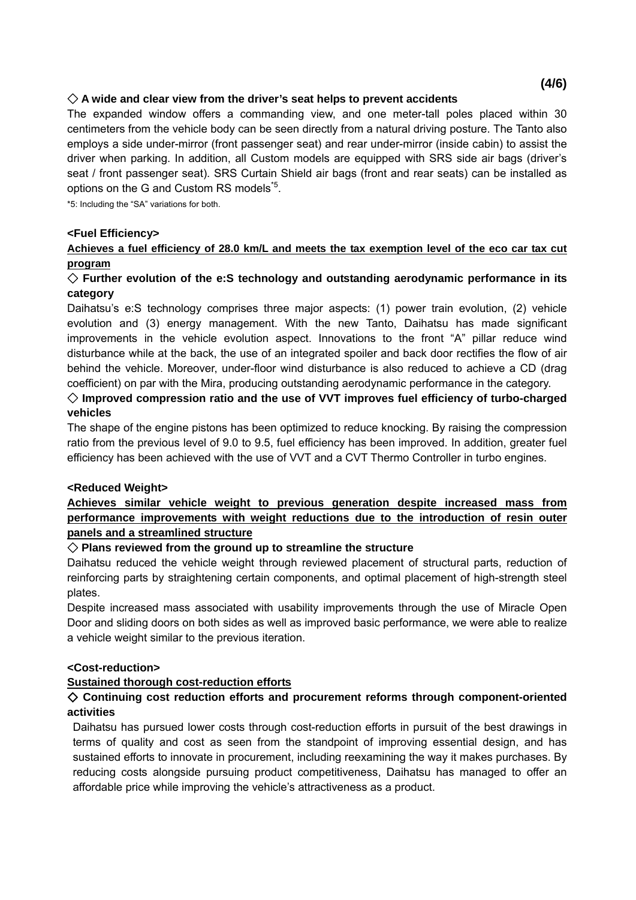◇ **A wide and clear view from the driver's seat helps to prevent accidents**

The expanded window offers a commanding view, and one meter-tall poles placed within 30 centimeters from the vehicle body can be seen directly from a natural driving posture. The Tanto also employs a side under-mirror (front passenger seat) and rear under-mirror (inside cabin) to assist the driver when parking. In addition, all Custom models are equipped with SRS side air bags (driver's seat / front passenger seat). SRS Curtain Shield air bags (front and rear seats) can be installed as options on the G and Custom RS models[*5].

*5: Including the "SA" variations for both.

**<Fuel Efficiency>**

**Achieves a fuel efficiency of 28.0 km/L and meets the tax exemption level of the eco car tax cut program**

◇ **Further evolution of the e:S technology and outstanding aerodynamic performance in its category**

Daihatsu's e:S technology comprises three major aspects: (1) power train evolution, (2) vehicle evolution and (3) energy management. With the new Tanto, Daihatsu has made significant improvements in the vehicle evolution aspect. Innovations to the front "A" pillar reduce wind disturbance while at the back, the use of an integrated spoiler and back door rectifies the flow of air behind the vehicle. Moreover, under-floor wind disturbance is also reduced to achieve a CD (drag coefficient) on par with the Mira, producing outstanding aerodynamic performance in the category.

◇ **Improved compression ratio and the use of VVT improves fuel efficiency of turbo-charged vehicles**

The shape of the engine pistons has been optimized to reduce knocking. By raising the compression ratio from the previous level of 9.0 to 9.5, fuel efficiency has been improved. In addition, greater fuel efficiency has been achieved with the use of VVT and a CVT Thermo Controller in turbo engines.

**<Reduced Weight>**

**Achieves similar vehicle weight to previous generation despite increased mass from performance improvements with weight reductions due to the introduction of resin outer panels and a streamlined structure**

◇ **Plans reviewed from the ground up to streamline the structure**

Daihatsu reduced the vehicle weight through reviewed placement of structural parts, reduction of reinforcing parts by straightening certain components, and optimal placement of high-strength steel plates.

Despite increased mass associated with usability improvements through the use of Miracle Open Door and sliding doors on both sides as well as improved basic performance, we were able to realize a vehicle weight similar to the previous iteration.

**<Cost-reduction>**

**Sustained thorough cost-reduction efforts**

◇ **Continuing cost reduction efforts and procurement reforms through component-oriented activities**

Daihatsu has pursued lower costs through cost-reduction efforts in pursuit of the best drawings in terms of quality and cost as seen from the standpoint of improving essential design, and has sustained efforts to innovate in procurement, including reexamining the way it makes purchases. By reducing costs alongside pursuing product competitiveness, Daihatsu has managed to offer an affordable price while improving the vehicle's attractiveness as a product.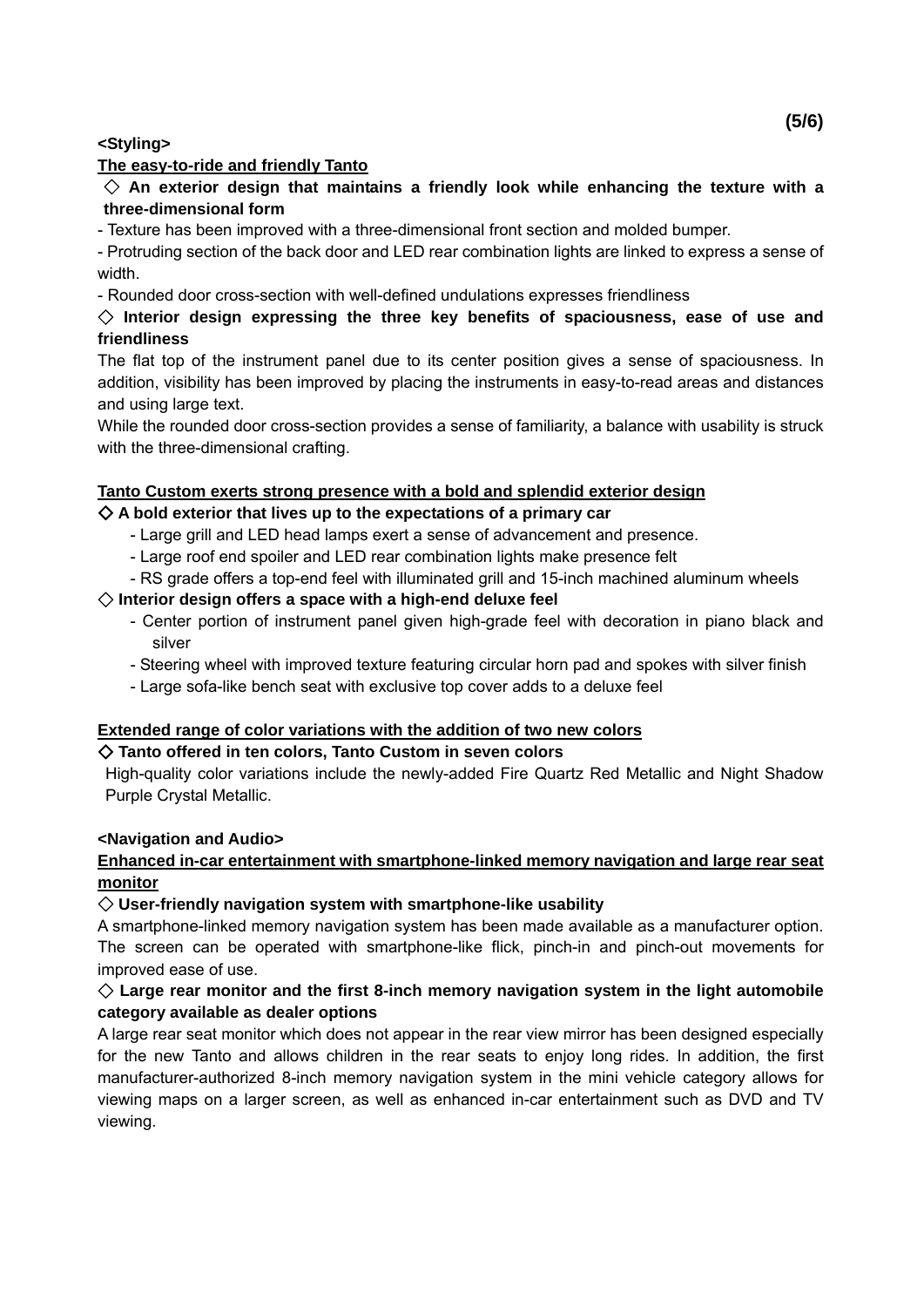**<Styling>**

**The easy-to-ride and friendly Tanto**

**◇ An exterior design that maintains a friendly look while enhancing the texture with a three-dimensional form**

- Texture has been improved with a three-dimensional front section and molded bumper.
- Protruding section of the back door and LED rear combination lights are linked to express a sense of width.
- Rounded door cross-section with well-defined undulations expresses friendliness

**◇ Interior design expressing the three key benefits of spaciousness, ease of use and friendliness**

The flat top of the instrument panel due to its center position gives a sense of spaciousness. In addition, visibility has been improved by placing the instruments in easy-to-read areas and distances and using large text.

While the rounded door cross-section provides a sense of familiarity, a balance with usability is struck with the three-dimensional crafting.

**Tanto Custom exerts strong presence with a bold and splendid exterior design**

**◇ A bold exterior that lives up to the expectations of a primary car**

- Large grill and LED head lamps exert a sense of advancement and presence.
- Large roof end spoiler and LED rear combination lights make presence felt
- RS grade offers a top-end feel with illuminated grill and 15-inch machined aluminum wheels

**◇ Interior design offers a space with a high-end deluxe feel**

- Center portion of instrument panel given high-grade feel with decoration in piano black and silver
- Steering wheel with improved texture featuring circular horn pad and spokes with silver finish
- Large sofa-like bench seat with exclusive top cover adds to a deluxe feel

**Extended range of color variations with the addition of two new colors**

**◇ Tanto offered in ten colors, Tanto Custom in seven colors**

High-quality color variations include the newly-added Fire Quartz Red Metallic and Night Shadow Purple Crystal Metallic.

**<Navigation and Audio>**

**Enhanced in-car entertainment with smartphone-linked memory navigation and large rear seat monitor**

**◇ User-friendly navigation system with smartphone-like usability**

A smartphone-linked memory navigation system has been made available as a manufacturer option. The screen can be operated with smartphone-like flick, pinch-in and pinch-out movements for improved ease of use.

**◇ Large rear monitor and the first 8-inch memory navigation system in the light automobile category available as dealer options**

A large rear seat monitor which does not appear in the rear view mirror has been designed especially for the new Tanto and allows children in the rear seats to enjoy long rides. In addition, the first manufacturer-authorized 8-inch memory navigation system in the mini vehicle category allows for viewing maps on a larger screen, as well as enhanced in-car entertainment such as DVD and TV viewing.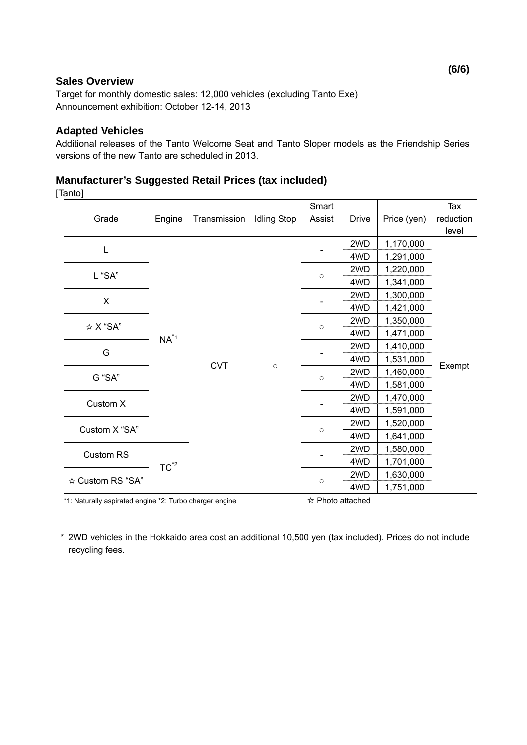## Sales Overview

Target for monthly domestic sales: 12,000 vehicles (excluding Tanto Exe)
Announcement exhibition: October 12-14, 2013

## Adapted Vehicles

Additional releases of the Tanto Welcome Seat and Tanto Sloper models as the Friendship Series versions of the new Tanto are scheduled in 2013.

## Manufacturer's Suggested Retail Prices (tax included)

[Tanto]

| Grade | Engine | Transmission | Idling Stop | Smart Assist | Drive | Price (yen) | Tax reduction level |
|---|---|---|---|---|---|---|---|
| L | NA*1 | CVT | ○ | - | 2WD | 1,170,000 | Exempt |
| | | | | | 4WD | 1,291,000 | |
| L "SA" | | | | ○ | 2WD | 1,220,000 | |
| | | | | | 4WD | 1,341,000 | |
| X | | | | - | 2WD | 1,300,000 | |
| | | | | | 4WD | 1,421,000 | |
| ☆ X "SA" | | | | ○ | 2WD | 1,350,000 | |
| | | | | | 4WD | 1,471,000 | |
| G | | | | - | 2WD | 1,410,000 | |
| | | | | | 4WD | 1,531,000 | |
| G "SA" | | | | ○ | 2WD | 1,460,000 | |
| | | | | | 4WD | 1,581,000 | |
| Custom X | | | | - | 2WD | 1,470,000 | |
| | | | | | 4WD | 1,591,000 | |
| Custom X "SA" | | | | ○ | 2WD | 1,520,000 | |
| | | | | | 4WD | 1,641,000 | |
| Custom RS | TC*2 | | | - | 2WD | 1,580,000 | |
| | | | | | 4WD | 1,701,000 | |
| ☆ Custom RS "SA" | | | | ○ | 2WD | 1,630,000 | |
| | | | | | 4WD | 1,751,000 | |

*1: Naturally aspirated engine *2: Turbo charger engine ☆ Photo attached

* 2WD vehicles in the Hokkaido area cost an additional 10,500 yen (tax included). Prices do not include recycling fees.